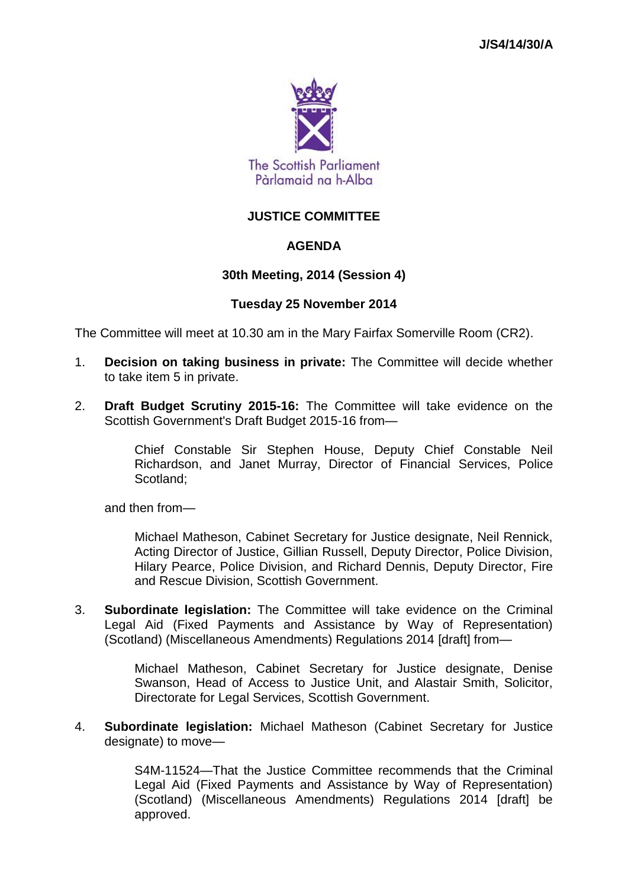J/S4/14/30/A

The Scottish Parliament
Pàrlamaid na h-Alba

# JUSTICE COMMITTEE

## AGENDA

### 30th Meeting, 2014 (Session 4)

### Tuesday 25 November 2014

The Committee will meet at 10.30 am in the Mary Fairfax Somerville Room (CR2).

1. **Decision on taking business in private:** The Committee will decide whether to take item 5 in private.

2. **Draft Budget Scrutiny 2015-16:** The Committee will take evidence on the Scottish Government's Draft Budget 2015-16 from—

   Chief Constable Sir Stephen House, Deputy Chief Constable Neil Richardson, and Janet Murray, Director of Financial Services, Police Scotland;

   and then from—

   Michael Matheson, Cabinet Secretary for Justice designate, Neil Rennick, Acting Director of Justice, Gillian Russell, Deputy Director, Police Division, Hilary Pearce, Police Division, and Richard Dennis, Deputy Director, Fire and Rescue Division, Scottish Government.

3. **Subordinate legislation:** The Committee will take evidence on the Criminal Legal Aid (Fixed Payments and Assistance by Way of Representation) (Scotland) (Miscellaneous Amendments) Regulations 2014 [draft] from—

   Michael Matheson, Cabinet Secretary for Justice designate, Denise Swanson, Head of Access to Justice Unit, and Alastair Smith, Solicitor, Directorate for Legal Services, Scottish Government.

4. **Subordinate legislation:** Michael Matheson (Cabinet Secretary for Justice designate) to move—

   S4M-11524—That the Justice Committee recommends that the Criminal Legal Aid (Fixed Payments and Assistance by Way of Representation) (Scotland) (Miscellaneous Amendments) Regulations 2014 [draft] be approved.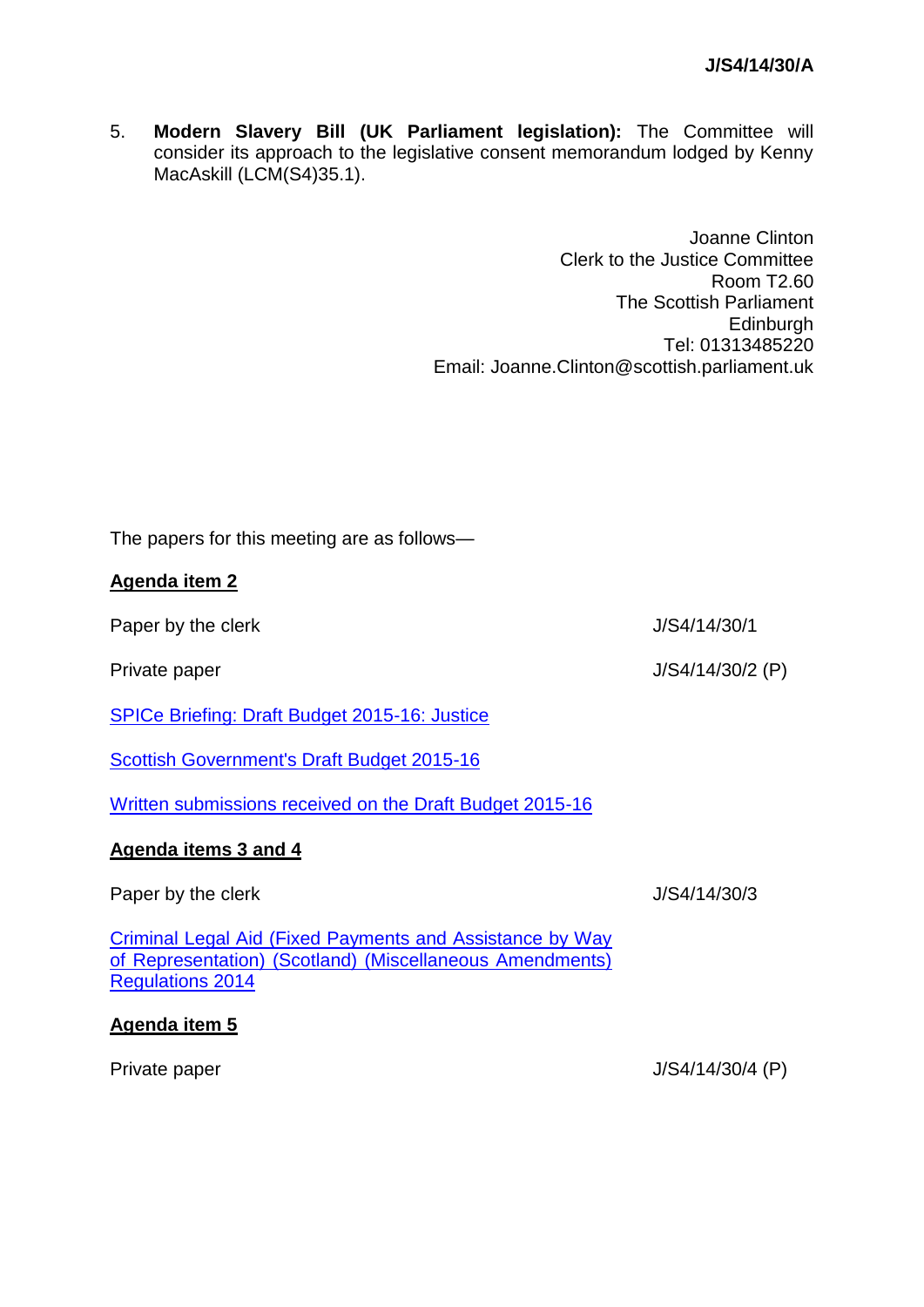5. **Modern Slavery Bill (UK Parliament legislation):** The Committee will consider its approach to the legislative consent memorandum lodged by Kenny MacAskill (LCM(S4)35.1).

Joanne Clinton
Clerk to the Justice Committee
Room T2.60
The Scottish Parliament
Edinburgh
Tel: 01313485220
Email: Joanne.Clinton@scottish.parliament.uk

The papers for this meeting are as follows—

**Agenda item 2**

Paper by the clerk J/S4/14/30/1

Private paper J/S4/14/30/2 (P)

SPICe Briefing: Draft Budget 2015-16: Justice

Scottish Government's Draft Budget 2015-16

Written submissions received on the Draft Budget 2015-16

**Agenda items 3 and 4**

Paper by the clerk J/S4/14/30/3

Criminal Legal Aid (Fixed Payments and Assistance by Way of Representation) (Scotland) (Miscellaneous Amendments) Regulations 2014

**Agenda item 5**

Private paper J/S4/14/30/4 (P)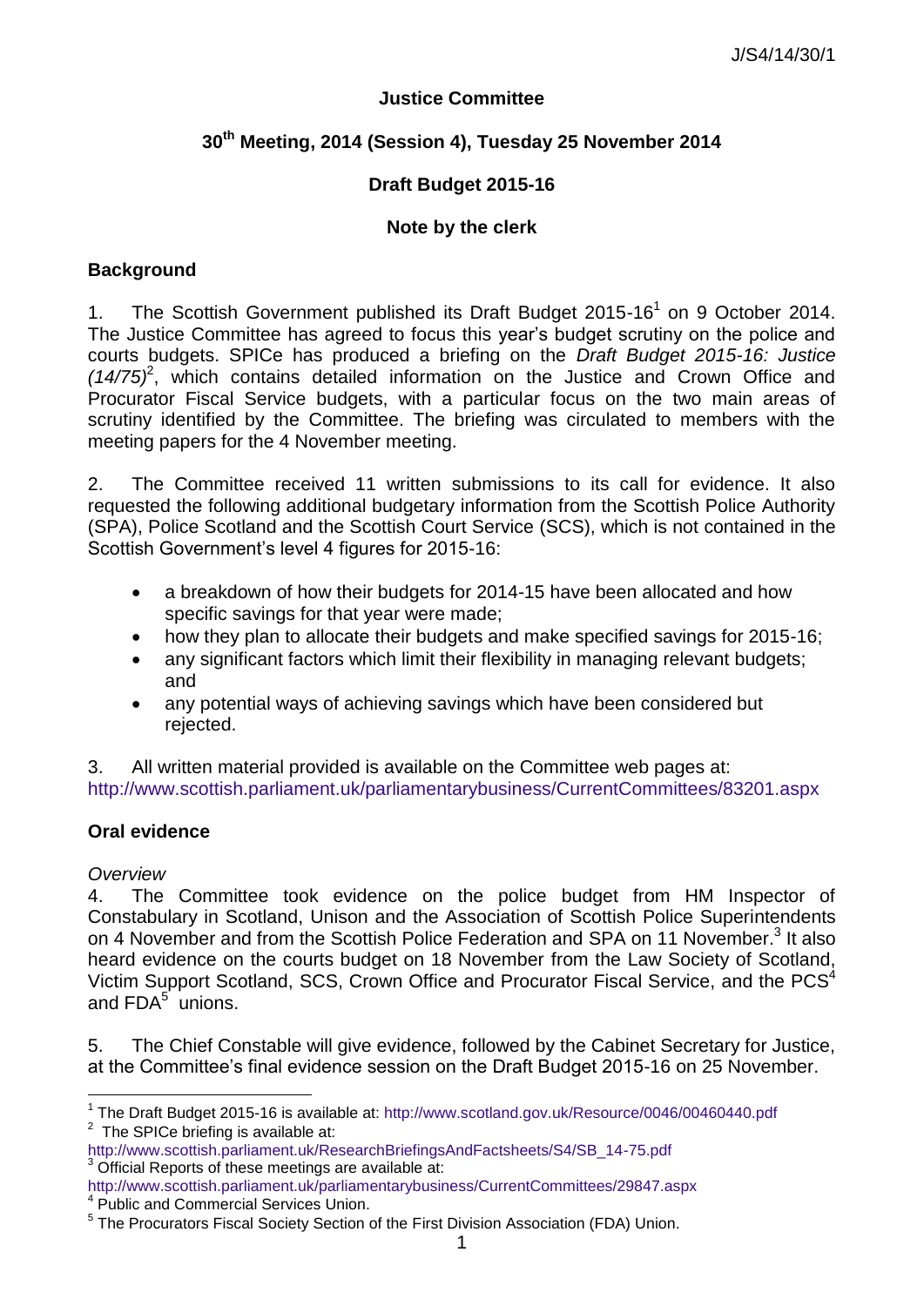J/S4/14/30/1

**Justice Committee**

**30th Meeting, 2014 (Session 4), Tuesday 25 November 2014**

**Draft Budget 2015-16**

**Note by the clerk**

## Background

1. The Scottish Government published its Draft Budget 2015-16[1] on 9 October 2014. The Justice Committee has agreed to focus this year's budget scrutiny on the police and courts budgets. SPICe has produced a briefing on the *Draft Budget 2015-16: Justice (14/75)*[2], which contains detailed information on the Justice and Crown Office and Procurator Fiscal Service budgets, with a particular focus on the two main areas of scrutiny identified by the Committee. The briefing was circulated to members with the meeting papers for the 4 November meeting.

2. The Committee received 11 written submissions to its call for evidence. It also requested the following additional budgetary information from the Scottish Police Authority (SPA), Police Scotland and the Scottish Court Service (SCS), which is not contained in the Scottish Government's level 4 figures for 2015-16:

- a breakdown of how their budgets for 2014-15 have been allocated and how specific savings for that year were made;
- how they plan to allocate their budgets and make specified savings for 2015-16;
- any significant factors which limit their flexibility in managing relevant budgets; and
- any potential ways of achieving savings which have been considered but rejected.

3. All written material provided is available on the Committee web pages at: http://www.scottish.parliament.uk/parliamentarybusiness/CurrentCommittees/83201.aspx

## Oral evidence

*Overview*

4. The Committee took evidence on the police budget from HM Inspector of Constabulary in Scotland, Unison and the Association of Scottish Police Superintendents on 4 November and from the Scottish Police Federation and SPA on 11 November.[3] It also heard evidence on the courts budget on 18 November from the Law Society of Scotland, Victim Support Scotland, SCS, Crown Office and Procurator Fiscal Service, and the PCS[4] and FDA[5] unions.

5. The Chief Constable will give evidence, followed by the Cabinet Secretary for Justice, at the Committee's final evidence session on the Draft Budget 2015-16 on 25 November.

---

[1] The Draft Budget 2015-16 is available at: http://www.scotland.gov.uk/Resource/0046/00460440.pdf

[2] The SPICe briefing is available at: http://www.scottish.parliament.uk/ResearchBriefingsAndFactsheets/S4/SB_14-75.pdf

[3] Official Reports of these meetings are available at: http://www.scottish.parliament.uk/parliamentarybusiness/CurrentCommittees/29847.aspx

[4] Public and Commercial Services Union.

[5] The Procurators Fiscal Society Section of the First Division Association (FDA) Union.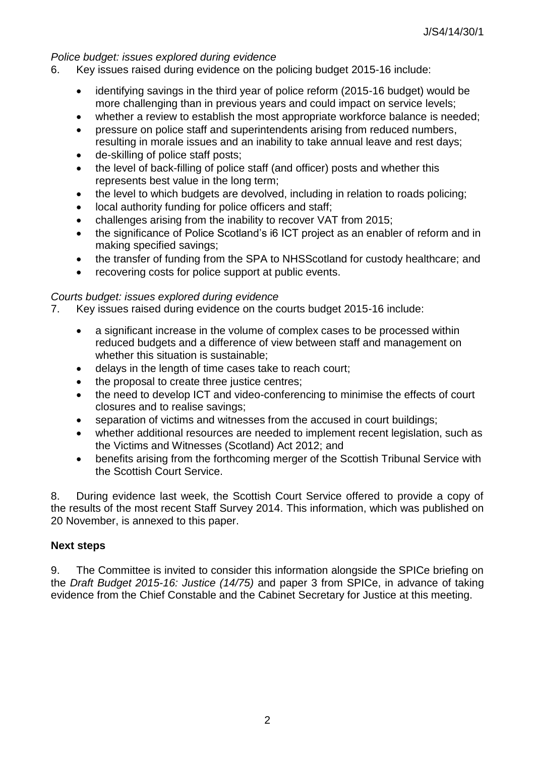*Police budget: issues explored during evidence*

6. Key issues raised during evidence on the policing budget 2015-16 include:

- identifying savings in the third year of police reform (2015-16 budget) would be more challenging than in previous years and could impact on service levels;
- whether a review to establish the most appropriate workforce balance is needed;
- pressure on police staff and superintendents arising from reduced numbers, resulting in morale issues and an inability to take annual leave and rest days;
- de-skilling of police staff posts;
- the level of back-filling of police staff (and officer) posts and whether this represents best value in the long term;
- the level to which budgets are devolved, including in relation to roads policing;
- local authority funding for police officers and staff;
- challenges arising from the inability to recover VAT from 2015;
- the significance of Police Scotland's i6 ICT project as an enabler of reform and in making specified savings;
- the transfer of funding from the SPA to NHSScotland for custody healthcare; and
- recovering costs for police support at public events.

*Courts budget: issues explored during evidence*

7. Key issues raised during evidence on the courts budget 2015-16 include:

- a significant increase in the volume of complex cases to be processed within reduced budgets and a difference of view between staff and management on whether this situation is sustainable;
- delays in the length of time cases take to reach court;
- the proposal to create three justice centres;
- the need to develop ICT and video-conferencing to minimise the effects of court closures and to realise savings;
- separation of victims and witnesses from the accused in court buildings;
- whether additional resources are needed to implement recent legislation, such as the Victims and Witnesses (Scotland) Act 2012; and
- benefits arising from the forthcoming merger of the Scottish Tribunal Service with the Scottish Court Service.

8. During evidence last week, the Scottish Court Service offered to provide a copy of the results of the most recent Staff Survey 2014. This information, which was published on 20 November, is annexed to this paper.

**Next steps**

9. The Committee is invited to consider this information alongside the SPICe briefing on the *Draft Budget 2015-16: Justice (14/75)* and paper 3 from SPICe, in advance of taking evidence from the Chief Constable and the Cabinet Secretary for Justice at this meeting.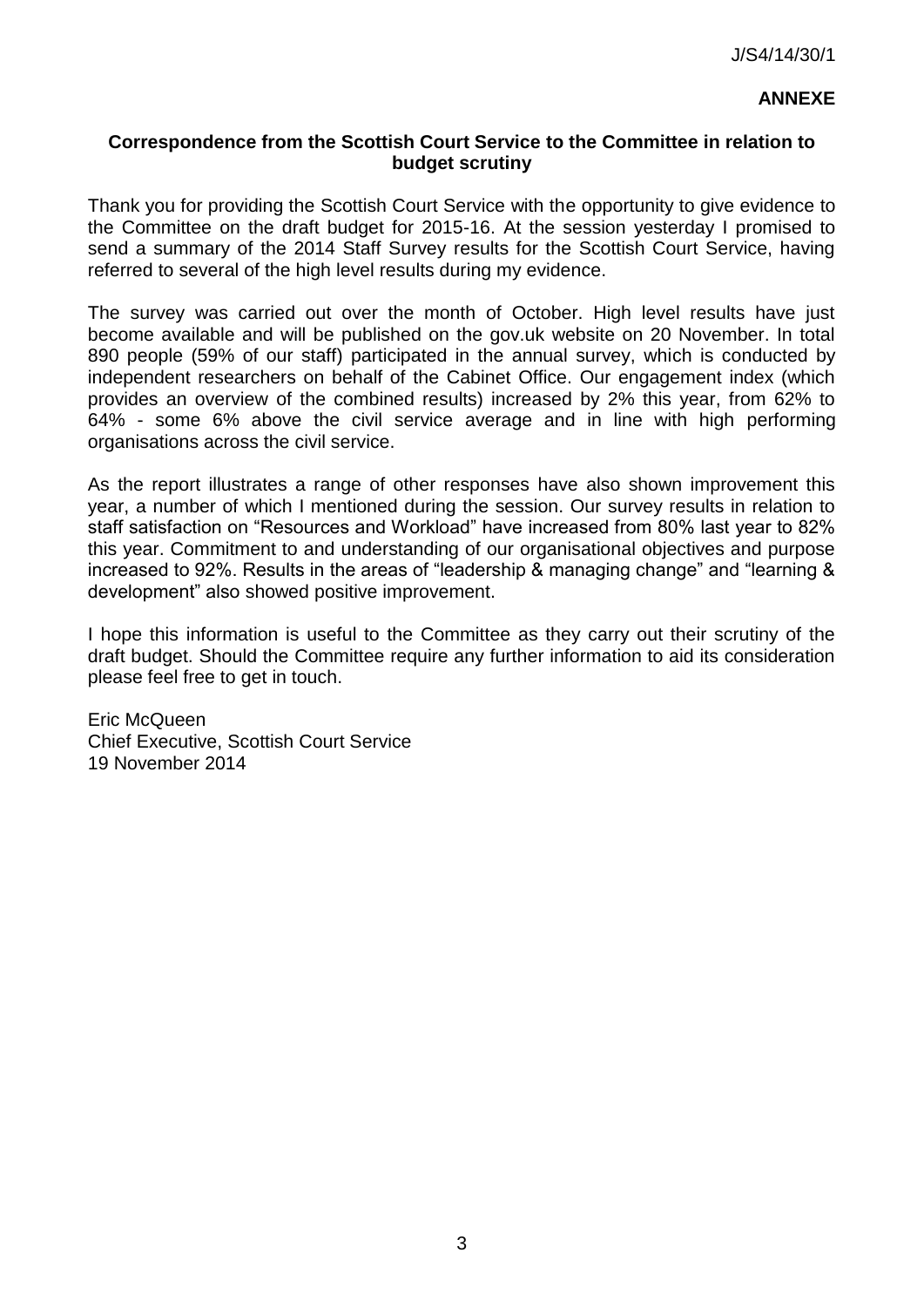J/S4/14/30/1

**ANNEXE**

**Correspondence from the Scottish Court Service to the Committee in relation to budget scrutiny**

Thank you for providing the Scottish Court Service with the opportunity to give evidence to the Committee on the draft budget for 2015-16. At the session yesterday I promised to send a summary of the 2014 Staff Survey results for the Scottish Court Service, having referred to several of the high level results during my evidence.

The survey was carried out over the month of October. High level results have just become available and will be published on the gov.uk website on 20 November. In total 890 people (59% of our staff) participated in the annual survey, which is conducted by independent researchers on behalf of the Cabinet Office. Our engagement index (which provides an overview of the combined results) increased by 2% this year, from 62% to 64% - some 6% above the civil service average and in line with high performing organisations across the civil service.

As the report illustrates a range of other responses have also shown improvement this year, a number of which I mentioned during the session. Our survey results in relation to staff satisfaction on "Resources and Workload" have increased from 80% last year to 82% this year. Commitment to and understanding of our organisational objectives and purpose increased to 92%. Results in the areas of "leadership & managing change" and "learning & development" also showed positive improvement.

I hope this information is useful to the Committee as they carry out their scrutiny of the draft budget. Should the Committee require any further information to aid its consideration please feel free to get in touch.

Eric McQueen  
Chief Executive, Scottish Court Service  
19 November 2014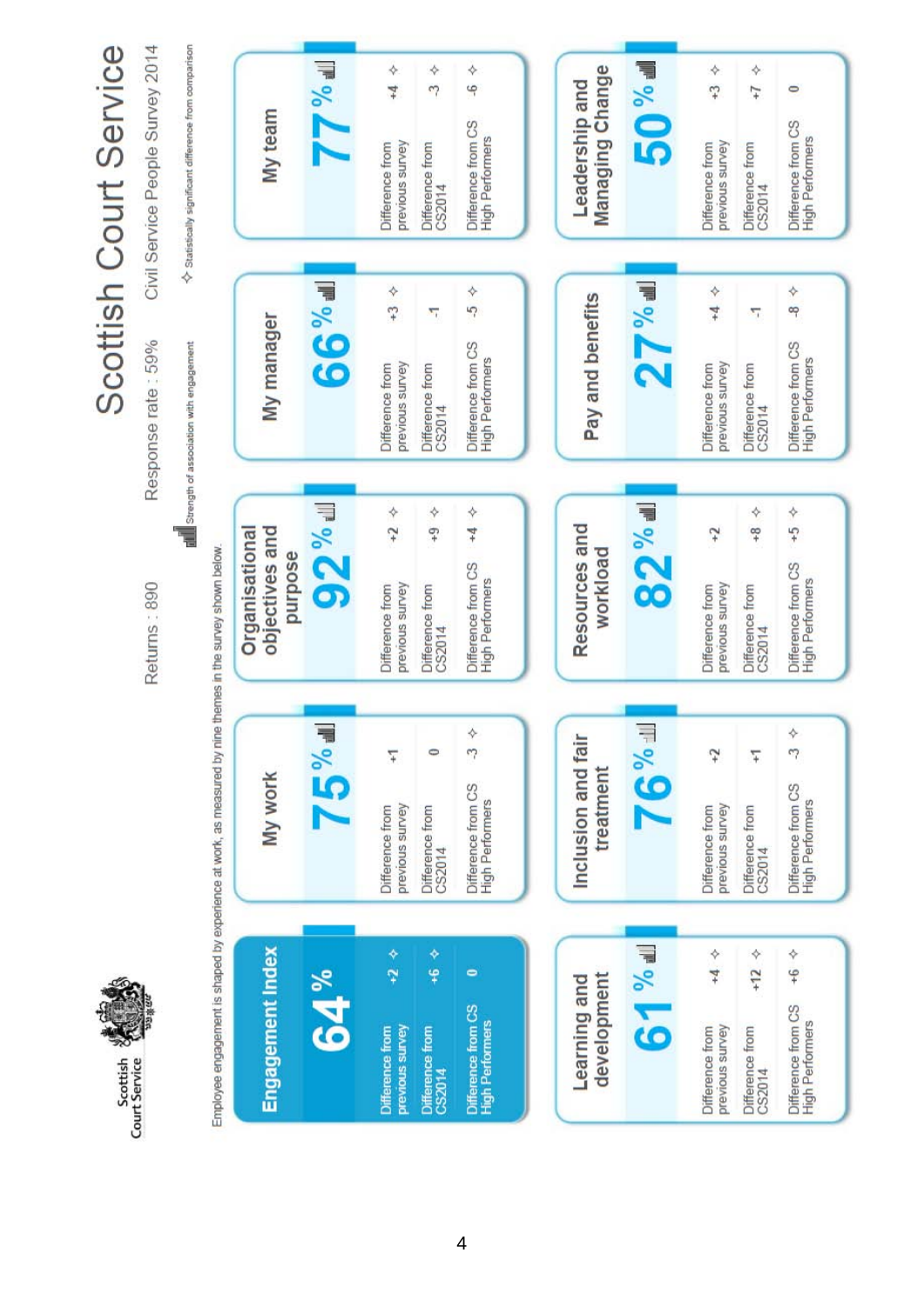# Scottish Court Service

Civil Service People Survey 2014

Response rate : 59%

Returns : 890

Strength of association with engagement

✧ Statistically significant difference from comparison

Employee engagement is shaped by experience at work, as measured by nine themes in the survey shown below.

| Theme | Score | Difference from previous survey | Difference from CS2014 | Difference from CS High Performers |
|---|---|---|---|---|
| Engagement Index | 64% | +2 ✧ | +6 ✧ | 0 |
| My work | 75% | +1 | 0 | -3 ✧ |
| Organisational objectives and purpose | 92% | +2 ✧ | +9 ✧ | +4 ✧ |
| My manager | 66% | +3 ✧ | -1 | -5 ✧ |
| My team | 77% | +4 ✧ | -3 ✧ | -6 ✧ |
| Learning and development | 61% | +4 ✧ | +12 ✧ | +6 ✧ |
| Inclusion and fair treatment | 76% | +2 | +1 | -3 ✧ |
| Resources and workload | 82% | +2 | +8 ✧ | +5 ✧ |
| Pay and benefits | 27% | +4 ✧ | -1 | -8 ✧ |
| Leadership and Managing Change | 50% | +3 ✧ | +7 ✧ | 0 |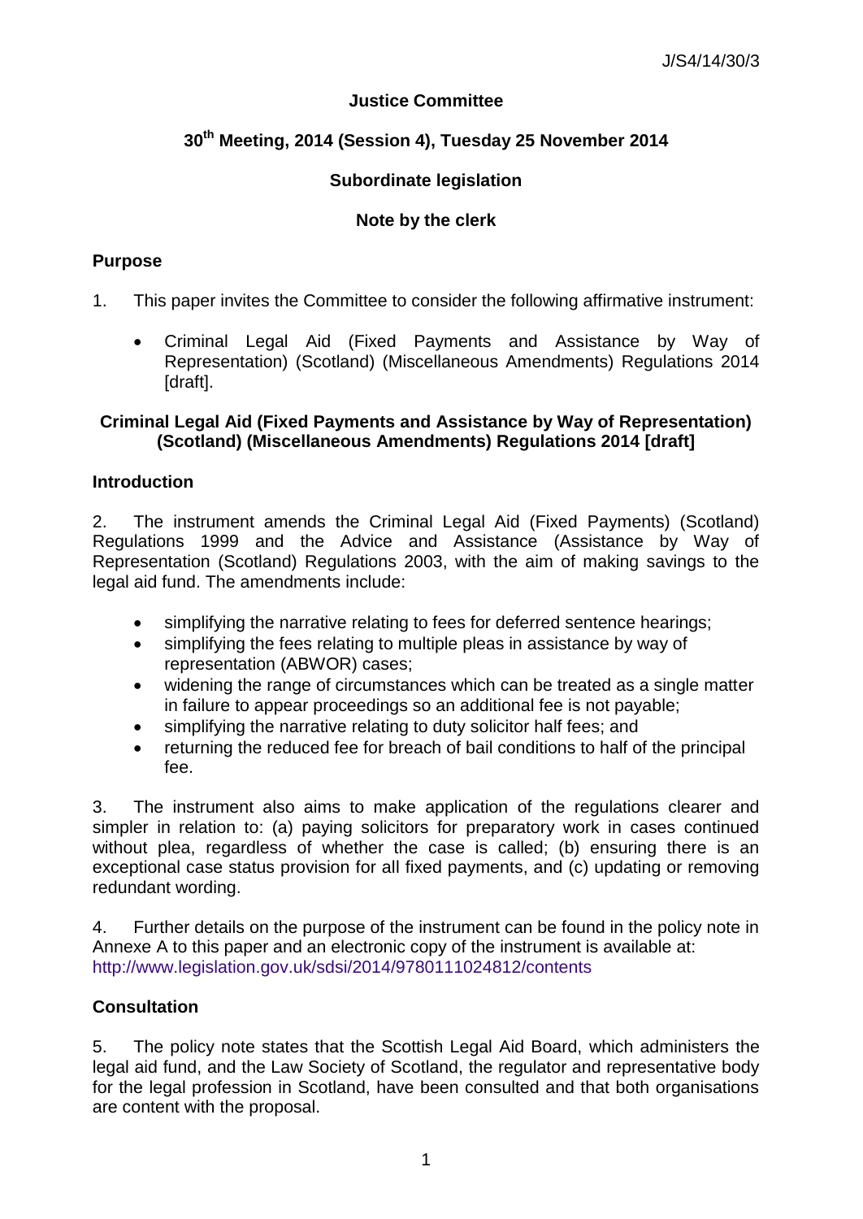J/S4/14/30/3

**Justice Committee**

**30th Meeting, 2014 (Session 4), Tuesday 25 November 2014**

**Subordinate legislation**

**Note by the clerk**

## Purpose

1. This paper invites the Committee to consider the following affirmative instrument:

- Criminal Legal Aid (Fixed Payments and Assistance by Way of Representation) (Scotland) (Miscellaneous Amendments) Regulations 2014 [draft].

## Criminal Legal Aid (Fixed Payments and Assistance by Way of Representation) (Scotland) (Miscellaneous Amendments) Regulations 2014 [draft]

### Introduction

2. The instrument amends the Criminal Legal Aid (Fixed Payments) (Scotland) Regulations 1999 and the Advice and Assistance (Assistance by Way of Representation (Scotland) Regulations 2003, with the aim of making savings to the legal aid fund. The amendments include:

- simplifying the narrative relating to fees for deferred sentence hearings;
- simplifying the fees relating to multiple pleas in assistance by way of representation (ABWOR) cases;
- widening the range of circumstances which can be treated as a single matter in failure to appear proceedings so an additional fee is not payable;
- simplifying the narrative relating to duty solicitor half fees; and
- returning the reduced fee for breach of bail conditions to half of the principal fee.

3. The instrument also aims to make application of the regulations clearer and simpler in relation to: (a) paying solicitors for preparatory work in cases continued without plea, regardless of whether the case is called; (b) ensuring there is an exceptional case status provision for all fixed payments, and (c) updating or removing redundant wording.

4. Further details on the purpose of the instrument can be found in the policy note in Annexe A to this paper and an electronic copy of the instrument is available at: http://www.legislation.gov.uk/sdsi/2014/9780111024812/contents

### Consultation

5. The policy note states that the Scottish Legal Aid Board, which administers the legal aid fund, and the Law Society of Scotland, the regulator and representative body for the legal profession in Scotland, have been consulted and that both organisations are content with the proposal.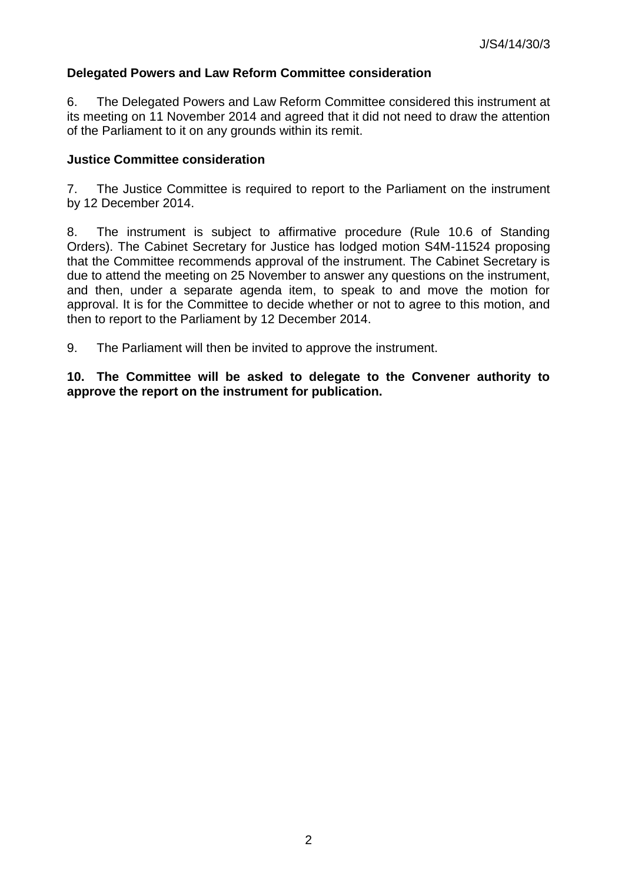**Delegated Powers and Law Reform Committee consideration**

6. The Delegated Powers and Law Reform Committee considered this instrument at its meeting on 11 November 2014 and agreed that it did not need to draw the attention of the Parliament to it on any grounds within its remit.

**Justice Committee consideration**

7. The Justice Committee is required to report to the Parliament on the instrument by 12 December 2014.

8. The instrument is subject to affirmative procedure (Rule 10.6 of Standing Orders). The Cabinet Secretary for Justice has lodged motion S4M-11524 proposing that the Committee recommends approval of the instrument. The Cabinet Secretary is due to attend the meeting on 25 November to answer any questions on the instrument, and then, under a separate agenda item, to speak to and move the motion for approval. It is for the Committee to decide whether or not to agree to this motion, and then to report to the Parliament by 12 December 2014.

9. The Parliament will then be invited to approve the instrument.

**10. The Committee will be asked to delegate to the Convener authority to approve the report on the instrument for publication.**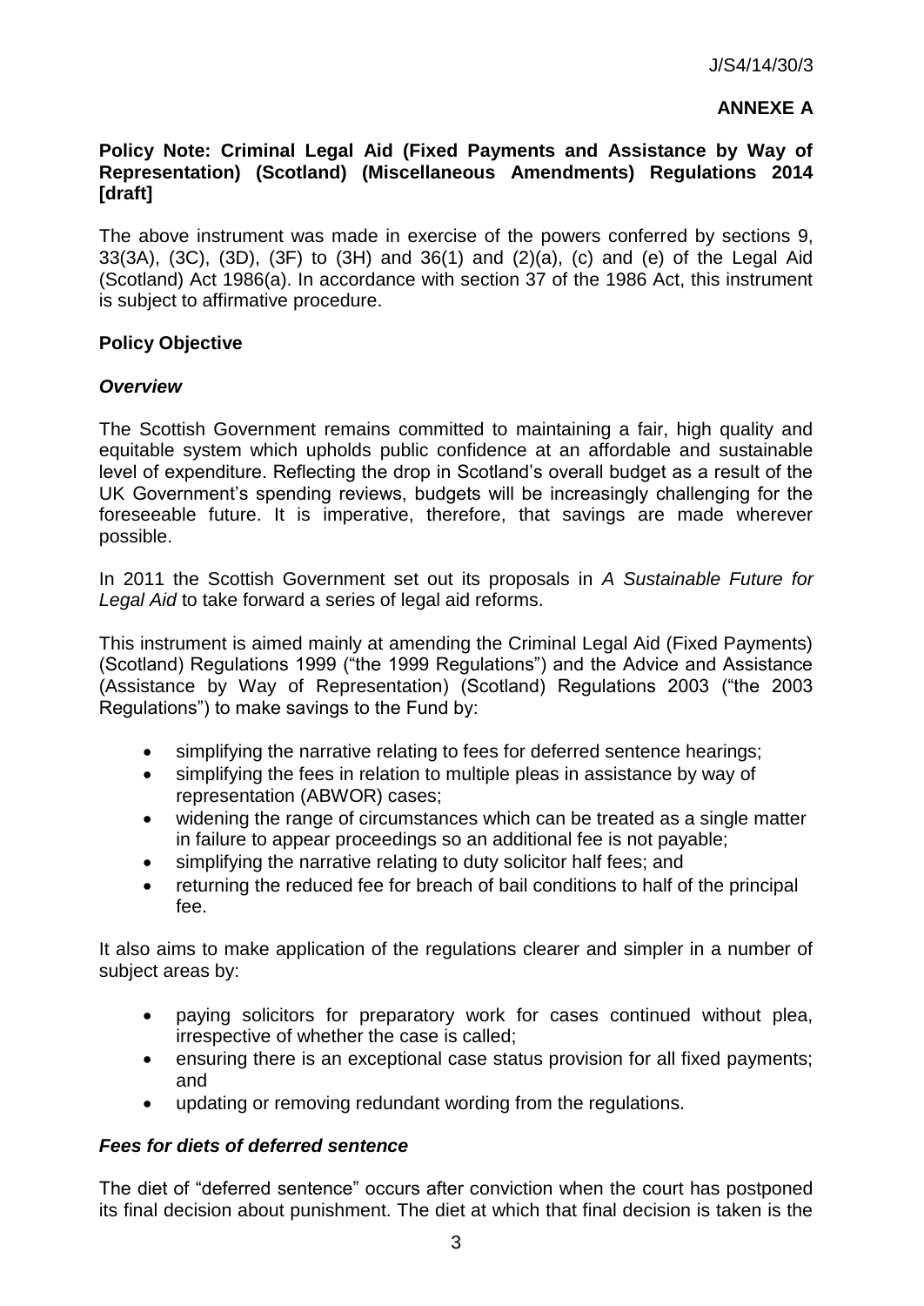J/S4/14/30/3

**ANNEXE A**

**Policy Note: Criminal Legal Aid (Fixed Payments and Assistance by Way of Representation) (Scotland) (Miscellaneous Amendments) Regulations 2014 [draft]**

The above instrument was made in exercise of the powers conferred by sections 9, 33(3A), (3C), (3D), (3F) to (3H) and 36(1) and (2)(a), (c) and (e) of the Legal Aid (Scotland) Act 1986(a). In accordance with section 37 of the 1986 Act, this instrument is subject to affirmative procedure.

**Policy Objective**

***Overview***

The Scottish Government remains committed to maintaining a fair, high quality and equitable system which upholds public confidence at an affordable and sustainable level of expenditure. Reflecting the drop in Scotland's overall budget as a result of the UK Government's spending reviews, budgets will be increasingly challenging for the foreseeable future. It is imperative, therefore, that savings are made wherever possible.

In 2011 the Scottish Government set out its proposals in *A Sustainable Future for Legal Aid* to take forward a series of legal aid reforms.

This instrument is aimed mainly at amending the Criminal Legal Aid (Fixed Payments) (Scotland) Regulations 1999 ("the 1999 Regulations") and the Advice and Assistance (Assistance by Way of Representation) (Scotland) Regulations 2003 ("the 2003 Regulations") to make savings to the Fund by:

- simplifying the narrative relating to fees for deferred sentence hearings;
- simplifying the fees in relation to multiple pleas in assistance by way of representation (ABWOR) cases;
- widening the range of circumstances which can be treated as a single matter in failure to appear proceedings so an additional fee is not payable;
- simplifying the narrative relating to duty solicitor half fees; and
- returning the reduced fee for breach of bail conditions to half of the principal fee.

It also aims to make application of the regulations clearer and simpler in a number of subject areas by:

- paying solicitors for preparatory work for cases continued without plea, irrespective of whether the case is called;
- ensuring there is an exceptional case status provision for all fixed payments; and
- updating or removing redundant wording from the regulations.

***Fees for diets of deferred sentence***

The diet of "deferred sentence" occurs after conviction when the court has postponed its final decision about punishment. The diet at which that final decision is taken is the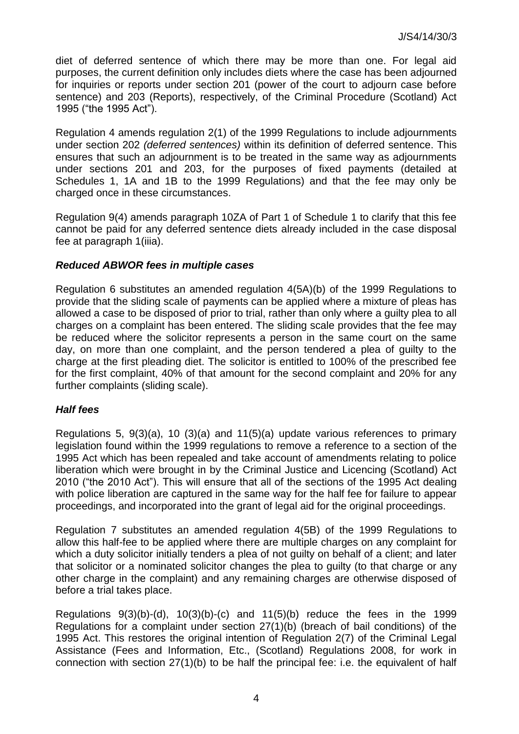diet of deferred sentence of which there may be more than one. For legal aid purposes, the current definition only includes diets where the case has been adjourned for inquiries or reports under section 201 (power of the court to adjourn case before sentence) and 203 (Reports), respectively, of the Criminal Procedure (Scotland) Act 1995 ("the 1995 Act").

Regulation 4 amends regulation 2(1) of the 1999 Regulations to include adjournments under section 202 *(deferred sentences)* within its definition of deferred sentence. This ensures that such an adjournment is to be treated in the same way as adjournments under sections 201 and 203, for the purposes of fixed payments (detailed at Schedules 1, 1A and 1B to the 1999 Regulations) and that the fee may only be charged once in these circumstances.

Regulation 9(4) amends paragraph 10ZA of Part 1 of Schedule 1 to clarify that this fee cannot be paid for any deferred sentence diets already included in the case disposal fee at paragraph 1(iiia).

### *Reduced ABWOR fees in multiple cases*

Regulation 6 substitutes an amended regulation 4(5A)(b) of the 1999 Regulations to provide that the sliding scale of payments can be applied where a mixture of pleas has allowed a case to be disposed of prior to trial, rather than only where a guilty plea to all charges on a complaint has been entered. The sliding scale provides that the fee may be reduced where the solicitor represents a person in the same court on the same day, on more than one complaint, and the person tendered a plea of guilty to the charge at the first pleading diet. The solicitor is entitled to 100% of the prescribed fee for the first complaint, 40% of that amount for the second complaint and 20% for any further complaints (sliding scale).

### *Half fees*

Regulations 5, 9(3)(a), 10 (3)(a) and 11(5)(a) update various references to primary legislation found within the 1999 regulations to remove a reference to a section of the 1995 Act which has been repealed and take account of amendments relating to police liberation which were brought in by the Criminal Justice and Licencing (Scotland) Act 2010 ("the 2010 Act"). This will ensure that all of the sections of the 1995 Act dealing with police liberation are captured in the same way for the half fee for failure to appear proceedings, and incorporated into the grant of legal aid for the original proceedings.

Regulation 7 substitutes an amended regulation 4(5B) of the 1999 Regulations to allow this half-fee to be applied where there are multiple charges on any complaint for which a duty solicitor initially tenders a plea of not guilty on behalf of a client; and later that solicitor or a nominated solicitor changes the plea to guilty (to that charge or any other charge in the complaint) and any remaining charges are otherwise disposed of before a trial takes place.

Regulations 9(3)(b)-(d), 10(3)(b)-(c) and 11(5)(b) reduce the fees in the 1999 Regulations for a complaint under section 27(1)(b) (breach of bail conditions) of the 1995 Act. This restores the original intention of Regulation 2(7) of the Criminal Legal Assistance (Fees and Information, Etc., (Scotland) Regulations 2008, for work in connection with section 27(1)(b) to be half the principal fee: i.e. the equivalent of half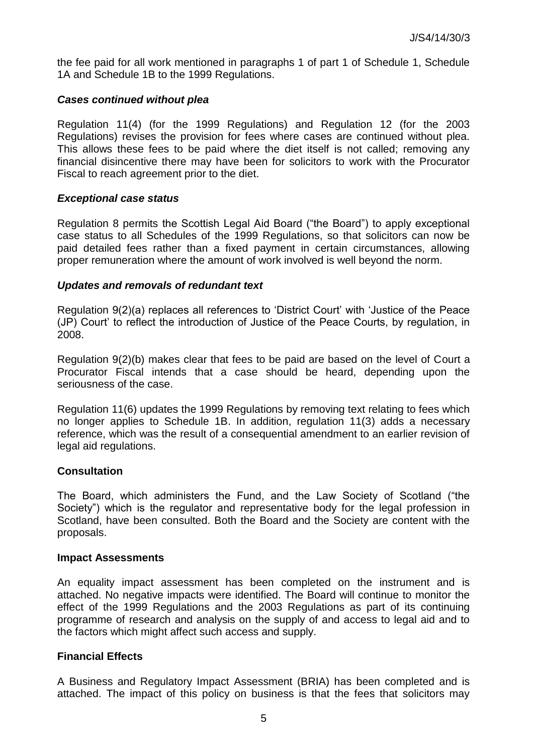the fee paid for all work mentioned in paragraphs 1 of part 1 of Schedule 1, Schedule 1A and Schedule 1B to the 1999 Regulations.

### *Cases continued without plea*

Regulation 11(4) (for the 1999 Regulations) and Regulation 12 (for the 2003 Regulations) revises the provision for fees where cases are continued without plea. This allows these fees to be paid where the diet itself is not called; removing any financial disincentive there may have been for solicitors to work with the Procurator Fiscal to reach agreement prior to the diet.

### *Exceptional case status*

Regulation 8 permits the Scottish Legal Aid Board ("the Board") to apply exceptional case status to all Schedules of the 1999 Regulations, so that solicitors can now be paid detailed fees rather than a fixed payment in certain circumstances, allowing proper remuneration where the amount of work involved is well beyond the norm.

### *Updates and removals of redundant text*

Regulation 9(2)(a) replaces all references to 'District Court' with 'Justice of the Peace (JP) Court' to reflect the introduction of Justice of the Peace Courts, by regulation, in 2008.

Regulation 9(2)(b) makes clear that fees to be paid are based on the level of Court a Procurator Fiscal intends that a case should be heard, depending upon the seriousness of the case.

Regulation 11(6) updates the 1999 Regulations by removing text relating to fees which no longer applies to Schedule 1B. In addition, regulation 11(3) adds a necessary reference, which was the result of a consequential amendment to an earlier revision of legal aid regulations.

## Consultation

The Board, which administers the Fund, and the Law Society of Scotland ("the Society") which is the regulator and representative body for the legal profession in Scotland, have been consulted. Both the Board and the Society are content with the proposals.

## Impact Assessments

An equality impact assessment has been completed on the instrument and is attached. No negative impacts were identified. The Board will continue to monitor the effect of the 1999 Regulations and the 2003 Regulations as part of its continuing programme of research and analysis on the supply of and access to legal aid and to the factors which might affect such access and supply.

## Financial Effects

A Business and Regulatory Impact Assessment (BRIA) has been completed and is attached. The impact of this policy on business is that the fees that solicitors may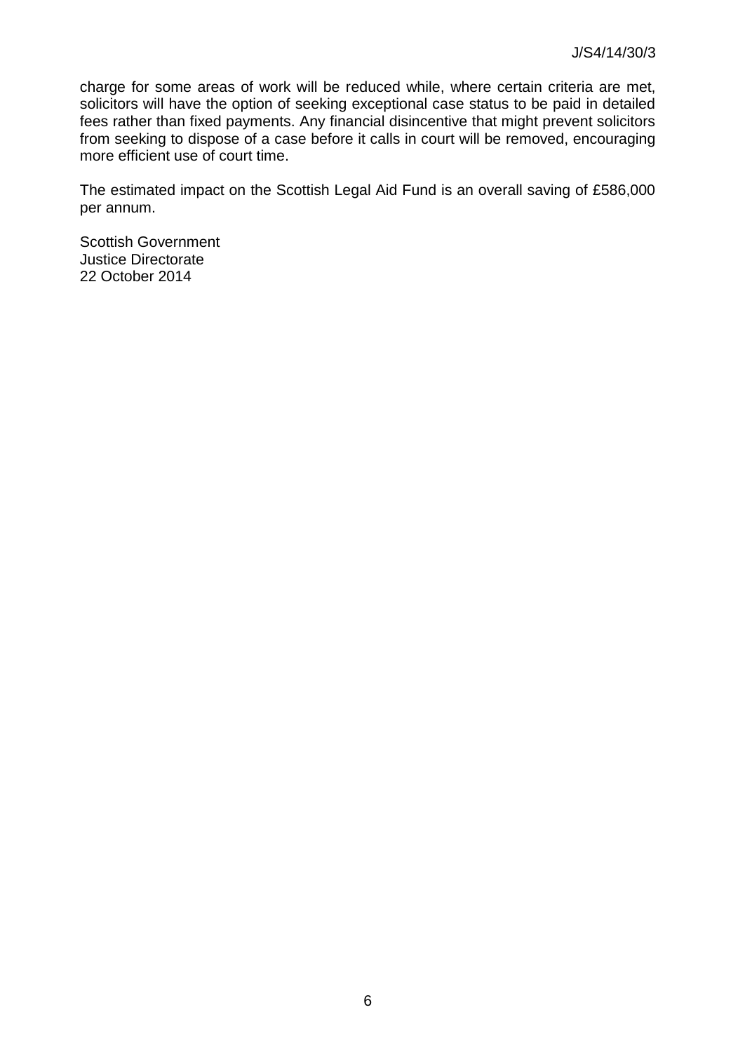charge for some areas of work will be reduced while, where certain criteria are met, solicitors will have the option of seeking exceptional case status to be paid in detailed fees rather than fixed payments. Any financial disincentive that might prevent solicitors from seeking to dispose of a case before it calls in court will be removed, encouraging more efficient use of court time.

The estimated impact on the Scottish Legal Aid Fund is an overall saving of £586,000 per annum.

Scottish Government  
Justice Directorate  
22 October 2014